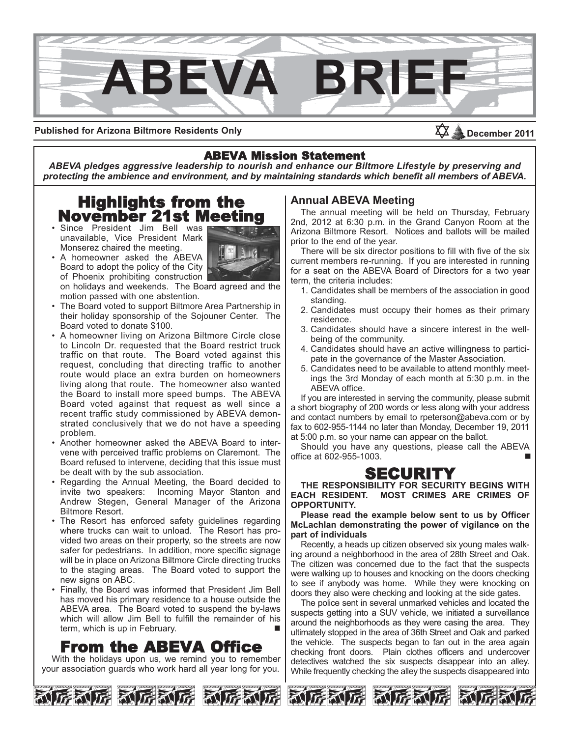# ABEVA BRIEF

**Published for Arizona Biltmore Residents Only** **December 2011**

## ABEVA Mission Statement

***ABEVA pledges aggressive leadership to nourish and enhance our Biltmore Lifestyle by preserving and protecting the ambience and environment, and by maintaining standards which benefit all members of ABEVA.***

## Highlights from the November 21st Meeting

- Since President Jim Bell was unavailable, Vice President Mark Monserez chaired the meeting.
- A homeowner asked the ABEVA Board to adopt the policy of the City of Phoenix prohibiting construction on holidays and weekends. The Board agreed and the motion passed with one abstention.
- The Board voted to support Biltmore Area Partnership in their holiday sponsorship of the Sojouner Center. The Board voted to donate $100.
- A homeowner living on Arizona Biltmore Circle close to Lincoln Dr. requested that the Board restrict truck traffic on that route. The Board voted against this request, concluding that directing traffic to another route would place an extra burden on homeowners living along that route. The homeowner also wanted the Board to install more speed bumps. The ABEVA Board voted against that request as well since a recent traffic study commissioned by ABEVA demonstrated conclusively that we do not have a speeding problem.
- Another homeowner asked the ABEVA Board to intervene with perceived traffic problems on Claremont. The Board refused to intervene, deciding that this issue must be dealt with by the sub association.
- Regarding the Annual Meeting, the Board decided to invite two speakers: Incoming Mayor Stanton and Andrew Stegen, General Manager of the Arizona Biltmore Resort.
- The Resort has enforced safety guidelines regarding where trucks can wait to unload. The Resort has provided two areas on their property, so the streets are now safer for pedestrians. In addition, more specific signage will be in place on Arizona Biltmore Circle directing trucks to the staging areas. The Board voted to support the new signs on ABC.
- Finally, the Board was informed that President Jim Bell has moved his primary residence to a house outside the ABEVA area. The Board voted to suspend the by-laws which will allow Jim Bell to fulfill the remainder of his term, which is up in February. ■

## From the ABEVA Office

With the holidays upon us, we remind you to remember your association guards who work hard all year long for you.

### Annual ABEVA Meeting

The annual meeting will be held on Thursday, February 2nd, 2012 at 6:30 p.m. in the Grand Canyon Room at the Arizona Biltmore Resort. Notices and ballots will be mailed prior to the end of the year.

There will be six director positions to fill with five of the six current members re-running. If you are interested in running for a seat on the ABEVA Board of Directors for a two year term, the criteria includes:

1. Candidates shall be members of the association in good standing.
2. Candidates must occupy their homes as their primary residence.
3. Candidates should have a sincere interest in the well-being of the community.
4. Candidates should have an active willingness to participate in the governance of the Master Association.
5. Candidates need to be available to attend monthly meetings the 3rd Monday of each month at 5:30 p.m. in the ABEVA office.

If you are interested in serving the community, please submit a short biography of 200 words or less along with your address and contact numbers by email to rpeterson@abeva.com or by fax to 602-955-1144 no later than Monday, December 19, 2011 at 5:00 p.m. so your name can appear on the ballot.

Should you have any questions, please call the ABEVA office at 602-955-1003. ■

## SECURITY

**THE RESPONSIBILITY FOR SECURITY BEGINS WITH EACH RESIDENT. MOST CRIMES ARE CRIMES OF OPPORTUNITY.**

**Please read the example below sent to us by Officer McLachlan demonstrating the power of vigilance on the part of individuals**

Recently, a heads up citizen observed six young males walking around a neighborhood in the area of 28th Street and Oak. The citizen was concerned due to the fact that the suspects were walking up to houses and knocking on the doors checking to see if anybody was home. While they were knocking on doors they also were checking and looking at the side gates.

The police sent in several unmarked vehicles and located the suspects getting into a SUV vehicle, we initiated a surveillance around the neighborhoods as they were casing the area. They ultimately stopped in the area of 36th Street and Oak and parked the vehicle. The suspects began to fan out in the area again checking front doors. Plain clothes officers and undercover detectives watched the six suspects disappear into an alley. While frequently checking the alley the suspects disappeared into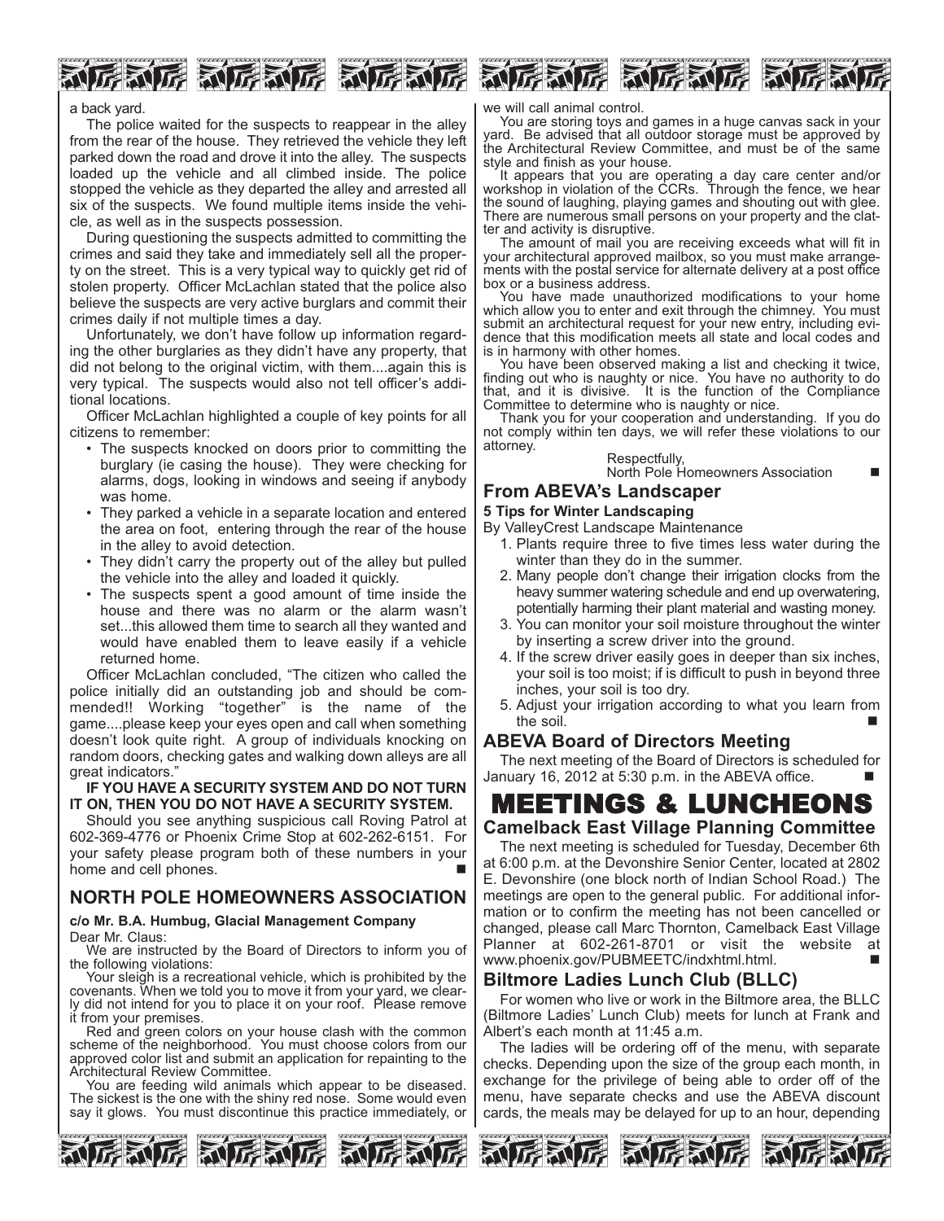a back yard.

The police waited for the suspects to reappear in the alley from the rear of the house. They retrieved the vehicle they left parked down the road and drove it into the alley. The suspects loaded up the vehicle and all climbed inside. The police stopped the vehicle as they departed the alley and arrested all six of the suspects. We found multiple items inside the vehicle, as well as in the suspects possession.

During questioning the suspects admitted to committing the crimes and said they take and immediately sell all the property on the street. This is a very typical way to quickly get rid of stolen property. Officer McLachlan stated that the police also believe the suspects are very active burglars and commit their crimes daily if not multiple times a day.

Unfortunately, we don't have follow up information regarding the other burglaries as they didn't have any property, that did not belong to the original victim, with them....again this is very typical. The suspects would also not tell officer's additional locations.

Officer McLachlan highlighted a couple of key points for all citizens to remember:

- The suspects knocked on doors prior to committing the burglary (ie casing the house). They were checking for alarms, dogs, looking in windows and seeing if anybody was home.
- They parked a vehicle in a separate location and entered the area on foot, entering through the rear of the house in the alley to avoid detection.
- They didn't carry the property out of the alley but pulled the vehicle into the alley and loaded it quickly.
- The suspects spent a good amount of time inside the house and there was no alarm or the alarm wasn't set...this allowed them time to search all they wanted and would have enabled them to leave easily if a vehicle returned home.

Officer McLachlan concluded, "The citizen who called the police initially did an outstanding job and should be commended!! Working "together" is the name of the game....please keep your eyes open and call when something doesn't look quite right. A group of individuals knocking on random doors, checking gates and walking down alleys are all great indicators."

**IF YOU HAVE A SECURITY SYSTEM AND DO NOT TURN IT ON, THEN YOU DO NOT HAVE A SECURITY SYSTEM.**

Should you see anything suspicious call Roving Patrol at 602-369-4776 or Phoenix Crime Stop at 602-262-6151. For your safety please program both of these numbers in your home and cell phones. ■

## NORTH POLE HOMEOWNERS ASSOCIATION

**c/o Mr. B.A. Humbug, Glacial Management Company**

Dear Mr. Claus:

We are instructed by the Board of Directors to inform you of the following violations:

Your sleigh is a recreational vehicle, which is prohibited by the covenants. When we told you to move it from your yard, we clearly did not intend for you to place it on your roof. Please remove it from your premises.

Red and green colors on your house clash with the common scheme of the neighborhood. You must choose colors from our approved color list and submit an application for repainting to the Architectural Review Committee.

You are feeding wild animals which appear to be diseased. The sickest is the one with the shiny red nose. Some would even say it glows. You must discontinue this practice immediately, or we will call animal control.

You are storing toys and games in a huge canvas sack in your yard. Be advised that all outdoor storage must be approved by the Architectural Review Committee, and must be of the same style and finish as your house.

It appears that you are operating a day care center and/or workshop in violation of the CCRs. Through the fence, we hear the sound of laughing, playing games and shouting out with glee. There are numerous small persons on your property and the clatter and activity is disruptive.

The amount of mail you are receiving exceeds what will fit in your architectural approved mailbox, so you must make arrangements with the postal service for alternate delivery at a post office box or a business address.

You have made unauthorized modifications to your home which allow you to enter and exit through the chimney. You must submit an architectural request for your new entry, including evidence that this modification meets all state and local codes and is in harmony with other homes.

You have been observed making a list and checking it twice, finding out who is naughty or nice. You have no authority to do that, and it is divisive. It is the function of the Compliance Committee to determine who is naughty or nice.

Thank you for your cooperation and understanding. If you do not comply within ten days, we will refer these violations to our attorney.

Respectfully,
North Pole Homeowners Association ■

### From ABEVA's Landscaper

**5 Tips for Winter Landscaping**

By ValleyCrest Landscape Maintenance

1. Plants require three to five times less water during the winter than they do in the summer.
2. Many people don't change their irrigation clocks from the heavy summer watering schedule and end up overwatering, potentially harming their plant material and wasting money.
3. You can monitor your soil moisture throughout the winter by inserting a screw driver into the ground.
4. If the screw driver easily goes in deeper than six inches, your soil is too moist; if is difficult to push in beyond three inches, your soil is too dry.
5. Adjust your irrigation according to what you learn from the soil. ■

### ABEVA Board of Directors Meeting

The next meeting of the Board of Directors is scheduled for January 16, 2012 at 5:30 p.m. in the ABEVA office. ■

# MEETINGS & LUNCHEONS

### Camelback East Village Planning Committee

The next meeting is scheduled for Tuesday, December 6th at 6:00 p.m. at the Devonshire Senior Center, located at 2802 E. Devonshire (one block north of Indian School Road.) The meetings are open to the general public. For additional information or to confirm the meeting has not been cancelled or changed, please call Marc Thornton, Camelback East Village Planner at 602-261-8701 or visit the website at www.phoenix.gov/PUBMEETC/indxhtml.html. ■

### Biltmore Ladies Lunch Club (BLLC)

For women who live or work in the Biltmore area, the BLLC (Biltmore Ladies' Lunch Club) meets for lunch at Frank and Albert's each month at 11:45 a.m.

The ladies will be ordering off of the menu, with separate checks. Depending upon the size of the group each month, in exchange for the privilege of being able to order off of the menu, have separate checks and use the ABEVA discount cards, the meals may be delayed for up to an hour, depending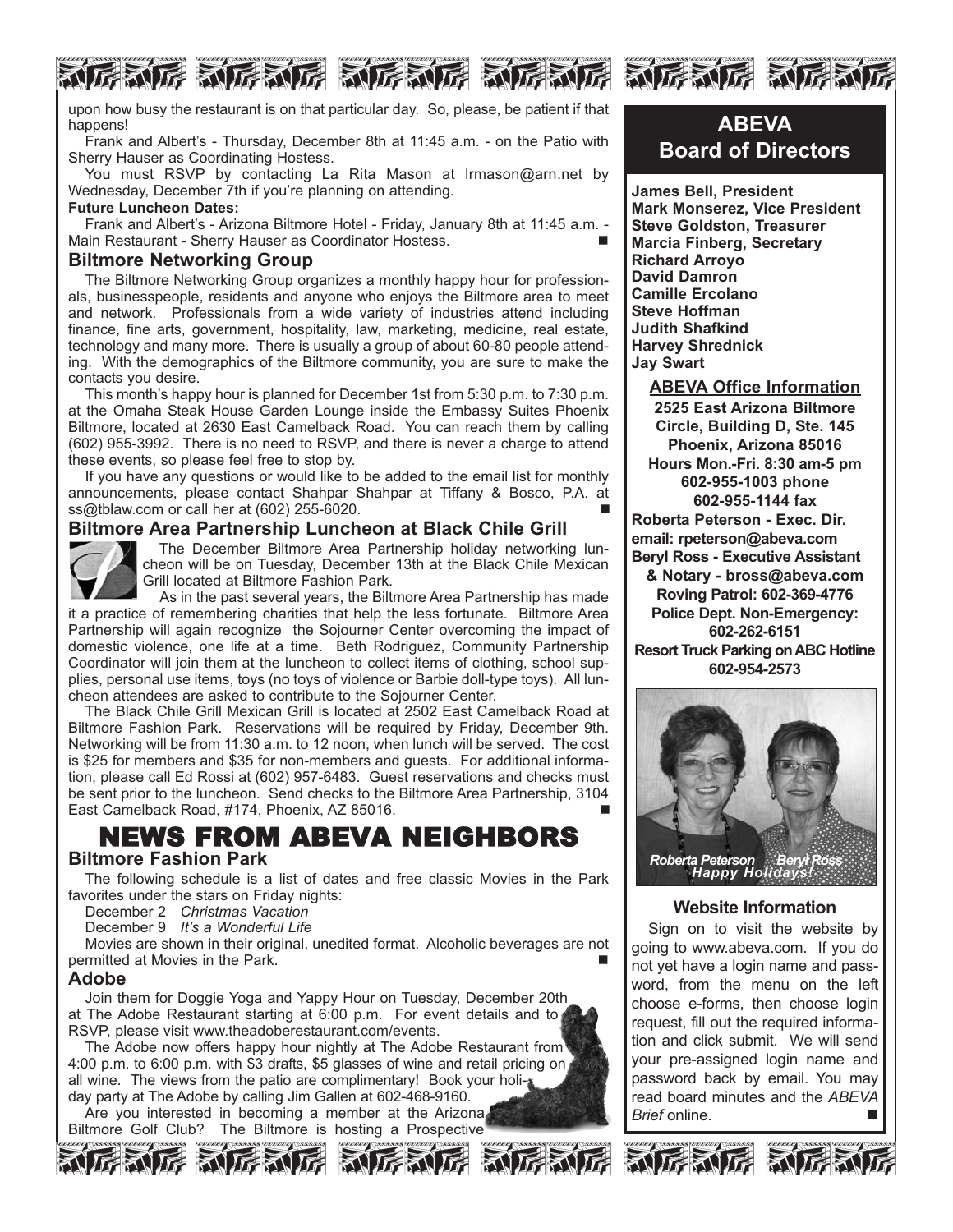upon how busy the restaurant is on that particular day. So, please, be patient if that happens!

Frank and Albert's - Thursday, December 8th at 11:45 a.m. - on the Patio with Sherry Hauser as Coordinating Hostess.

You must RSVP by contacting La Rita Mason at lrmason@arn.net by Wednesday, December 7th if you're planning on attending.

**Future Luncheon Dates:**

Frank and Albert's - Arizona Biltmore Hotel - Friday, January 8th at 11:45 a.m. - Main Restaurant - Sherry Hauser as Coordinator Hostess. ■

### Biltmore Networking Group

The Biltmore Networking Group organizes a monthly happy hour for professionals, businesspeople, residents and anyone who enjoys the Biltmore area to meet and network. Professionals from a wide variety of industries attend including finance, fine arts, government, hospitality, law, marketing, medicine, real estate, technology and many more. There is usually a group of about 60-80 people attending. With the demographics of the Biltmore community, you are sure to make the contacts you desire.

This month's happy hour is planned for December 1st from 5:30 p.m. to 7:30 p.m. at the Omaha Steak House Garden Lounge inside the Embassy Suites Phoenix Biltmore, located at 2630 East Camelback Road. You can reach them by calling (602) 955-3992. There is no need to RSVP, and there is never a charge to attend these events, so please feel free to stop by.

If you have any questions or would like to be added to the email list for monthly announcements, please contact Shahpar Shahpar at Tiffany & Bosco, P.A. at ss@tblaw.com or call her at (602) 255-6020. ■

### Biltmore Area Partnership Luncheon at Black Chile Grill

The December Biltmore Area Partnership holiday networking luncheon will be on Tuesday, December 13th at the Black Chile Mexican Grill located at Biltmore Fashion Park.

As in the past several years, the Biltmore Area Partnership has made it a practice of remembering charities that help the less fortunate. Biltmore Area Partnership will again recognize the Sojourner Center overcoming the impact of domestic violence, one life at a time. Beth Rodriguez, Community Partnership Coordinator will join them at the luncheon to collect items of clothing, school supplies, personal use items, toys (no toys of violence or Barbie doll-type toys). All luncheon attendees are asked to contribute to the Sojourner Center.

The Black Chile Grill Mexican Grill is located at 2502 East Camelback Road at Biltmore Fashion Park. Reservations will be required by Friday, December 9th. Networking will be from 11:30 a.m. to 12 noon, when lunch will be served. The cost is $25 for members and $35 for non-members and guests. For additional information, please call Ed Rossi at (602) 957-6483. Guest reservations and checks must be sent prior to the luncheon. Send checks to the Biltmore Area Partnership, 3104 East Camelback Road, #174, Phoenix, AZ 85016. ■

## NEWS FROM ABEVA NEIGHBORS

### Biltmore Fashion Park

The following schedule is a list of dates and free classic Movies in the Park favorites under the stars on Friday nights:

December 2 *Christmas Vacation*
December 9 *It's a Wonderful Life*

Movies are shown in their original, unedited format. Alcoholic beverages are not permitted at Movies in the Park. ■

### Adobe

Join them for Doggie Yoga and Yappy Hour on Tuesday, December 20th at The Adobe Restaurant starting at 6:00 p.m. For event details and to RSVP, please visit www.theadoberestaurant.com/events.

The Adobe now offers happy hour nightly at The Adobe Restaurant from 4:00 p.m. to 6:00 p.m. with $3 drafts, $5 glasses of wine and retail pricing on all wine. The views from the patio are complimentary! Book your holiday party at The Adobe by calling Jim Gallen at 602-468-9160.

Are you interested in becoming a member at the Arizona Biltmore Golf Club? The Biltmore is hosting a Prospective

## ABEVA Board of Directors

**James Bell, President**
**Mark Monserez, Vice President**
**Steve Goldston, Treasurer**
**Marcia Finberg, Secretary**
**Richard Arroyo**
**David Damron**
**Camille Ercolano**
**Steve Hoffman**
**Judith Shafkind**
**Harvey Shrednick**
**Jay Swart**

### ABEVA Office Information

**2525 East Arizona Biltmore Circle, Building D, Ste. 145**
**Phoenix, Arizona 85016**
**Hours Mon.-Fri. 8:30 am-5 pm**
**602-955-1003 phone**
**602-955-1144 fax**
**Roberta Peterson - Exec. Dir.**
**email: rpeterson@abeva.com**
**Beryl Ross - Executive Assistant & Notary - bross@abeva.com**
**Roving Patrol: 602-369-4776**
**Police Dept. Non-Emergency: 602-262-6151**
**Resort Truck Parking on ABC Hotline 602-954-2573**

*Roberta Peterson Beryl Ross*
*Happy Holidays!*

### Website Information

Sign on to visit the website by going to www.abeva.com. If you do not yet have a login name and password, from the menu on the left choose e-forms, then choose login request, fill out the required information and click submit. We will send your pre-assigned login name and password back by email. You may read board minutes and the *ABEVA Brief* online. ■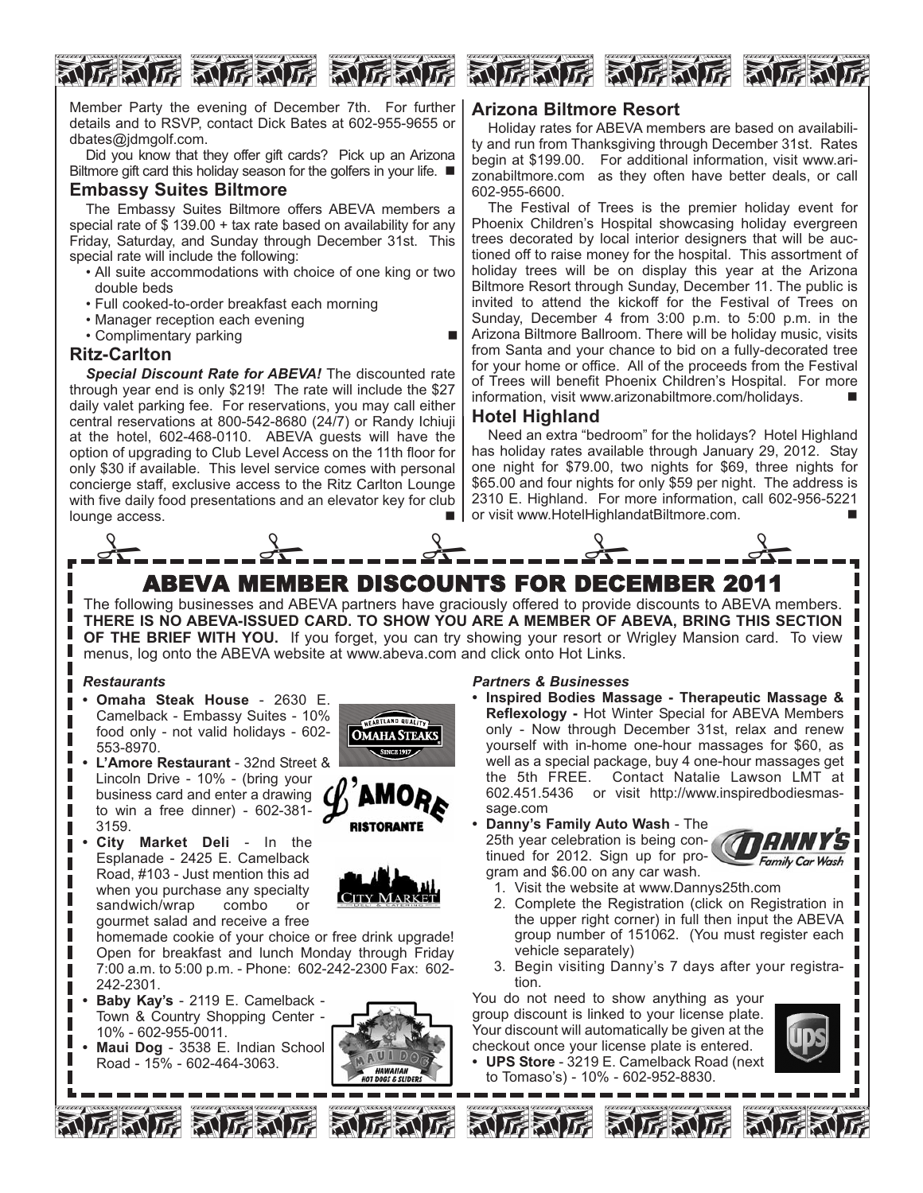Member Party the evening of December 7th. For further details and to RSVP, contact Dick Bates at 602-955-9655 or dbates@jdmgolf.com.

Did you know that they offer gift cards? Pick up an Arizona Biltmore gift card this holiday season for the golfers in your life. ■

## Embassy Suites Biltmore

The Embassy Suites Biltmore offers ABEVA members a special rate of $ 139.00 + tax rate based on availability for any Friday, Saturday, and Sunday through December 31st. This special rate will include the following:

- All suite accommodations with choice of one king or two double beds
- Full cooked-to-order breakfast each morning
- Manager reception each evening
- Complimentary parking ■

## Ritz-Carlton

***Special Discount Rate for ABEVA!*** The discounted rate through year end is only $219! The rate will include the $27 daily valet parking fee. For reservations, you may call either central reservations at 800-542-8680 (24/7) or Randy Ichiuji at the hotel, 602-468-0110. ABEVA guests will have the option of upgrading to Club Level Access on the 11th floor for only $30 if available. This level service comes with personal concierge staff, exclusive access to the Ritz Carlton Lounge with five daily food presentations and an elevator key for club lounge access. ■

## Arizona Biltmore Resort

Holiday rates for ABEVA members are based on availability and run from Thanksgiving through December 31st. Rates begin at $199.00. For additional information, visit www.arizonabiltmore.com as they often have better deals, or call 602-955-6600.

The Festival of Trees is the premier holiday event for Phoenix Children's Hospital showcasing holiday evergreen trees decorated by local interior designers that will be auctioned off to raise money for the hospital. This assortment of holiday trees will be on display this year at the Arizona Biltmore Resort through Sunday, December 11. The public is invited to attend the kickoff for the Festival of Trees on Sunday, December 4 from 3:00 p.m. to 5:00 p.m. in the Arizona Biltmore Ballroom. There will be holiday music, visits from Santa and your chance to bid on a fully-decorated tree for your home or office. All of the proceeds from the Festival of Trees will benefit Phoenix Children's Hospital. For more information, visit www.arizonabiltmore.com/holidays. ■

## Hotel Highland

Need an extra "bedroom" for the holidays? Hotel Highland has holiday rates available through January 29, 2012. Stay one night for $79.00, two nights for $69, three nights for $65.00 and four nights for only $59 per night. The address is 2310 E. Highland. For more information, call 602-956-5221 or visit www.HotelHighlandatBiltmore.com. ■

# ABEVA MEMBER DISCOUNTS FOR DECEMBER 2011

The following businesses and ABEVA partners have graciously offered to provide discounts to ABEVA members. **THERE IS NO ABEVA-ISSUED CARD. TO SHOW YOU ARE A MEMBER OF ABEVA, BRING THIS SECTION OF THE BRIEF WITH YOU.** If you forget, you can try showing your resort or Wrigley Mansion card. To view menus, log onto the ABEVA website at www.abeva.com and click onto Hot Links.

### *Restaurants*

- **Omaha Steak House** - 2630 E. Camelback - Embassy Suites - 10% food only - not valid holidays - 602-553-8970.
- **L'Amore Restaurant** - 32nd Street & Lincoln Drive - 10% - (bring your business card and enter a drawing to win a free dinner) - 602-381-3159.
- **City Market Deli** - In the Esplanade - 2425 E. Camelback Road, #103 - Just mention this ad when you purchase any specialty sandwich/wrap combo or gourmet salad and receive a free homemade cookie of your choice or free drink upgrade! Open for breakfast and lunch Monday through Friday 7:00 a.m. to 5:00 p.m. - Phone: 602-242-2300 Fax: 602-242-2301.
- **Baby Kay's** - 2119 E. Camelback - Town & Country Shopping Center - 10% - 602-955-0011.
- **Maui Dog** - 3538 E. Indian School Road - 15% - 602-464-3063.

### *Partners & Businesses*

- **Inspired Bodies Massage - Therapeutic Massage & Reflexology -** Hot Winter Special for ABEVA Members only - Now through December 31st, relax and renew yourself with in-home one-hour massages for $60, as well as a special package, buy 4 one-hour massages get the 5th FREE. Contact Natalie Lawson LMT at 602.451.5436 or visit http://www.inspiredbodiesmassage.com
- **Danny's Family Auto Wash** - The 25th year celebration is being continued for 2012. Sign up for program and $6.00 on any car wash.
  1. Visit the website at www.Dannys25th.com
  2. Complete the Registration (click on Registration in the upper right corner) in full then input the ABEVA group number of 151062. (You must register each vehicle separately)
  3. Begin visiting Danny's 7 days after your registration.

  You do not need to show anything as your group discount is linked to your license plate. Your discount will automatically be given at the checkout once your license plate is entered.
- **UPS Store** - 3219 E. Camelback Road (next to Tomaso's) - 10% - 602-952-8830.